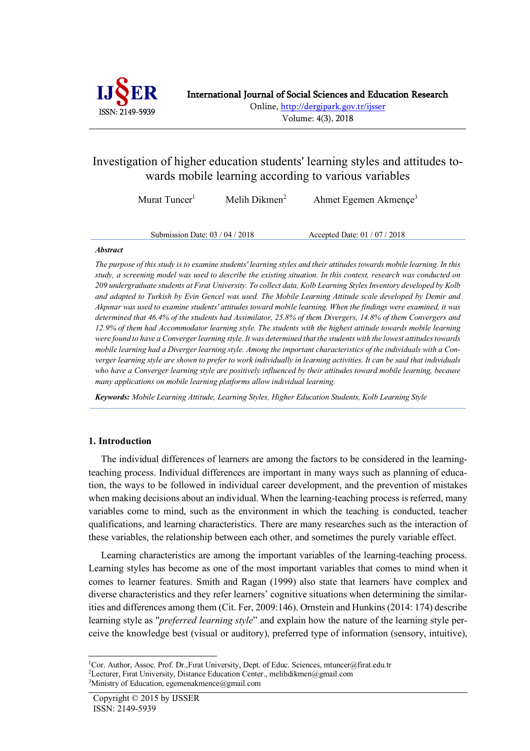International Journal of Social Sciences and Education Research

Online, http://dergipark.gov.tr/ijsser

Volume: 4(3), 2018

# Investigation of higher education students' learning styles and attitudes towards mobile learning according to various variables

Murat Tuncer[1] Melih Dikmen[2] Ahmet Egemen Akmençe[3]

Submission Date: 03 / 04 / 2018 Accepted Date: 01 / 07 / 2018

***Abstract***

*The purpose of this study is to examine students' learning styles and their attitudes towards mobile learning. In this study, a screening model was used to describe the existing situation. In this context, research was conducted on 209 undergraduate students at Fırat University. To collect data, Kolb Learning Styles Inventory developed by Kolb and adapted to Turkish by Evin Gencel was used. The Mobile Learning Attitude scale developed by Demir and Akpınar was used to examine students' attitudes toward mobile learning. When the findings were examined, it was determined that 46.4% of the students had Assimilator, 25.8% of them Divergers, 14.8% of them Convergers and 12.9% of them had Accommodator learning style. The students with the highest attitude towards mobile learning were found to have a Converger learning style. It was determined that the students with the lowest attitudes towards mobile learning had a Diverger learning style. Among the important characteristics of the individuals with a Converger learning style are shown to prefer to work individually in learning activities. It can be said that individuals who have a Converger learning style are positively influenced by their attitudes toward mobile learning, because many applications on mobile learning platforms allow individual learning.*

***Keywords:*** *Mobile Learning Attitude, Learning Styles, Higher Education Students, Kolb Learning Style*

## 1. Introduction

The individual differences of learners are among the factors to be considered in the learning-teaching process. Individual differences are important in many ways such as planning of education, the ways to be followed in individual career development, and the prevention of mistakes when making decisions about an individual. When the learning-teaching process is referred, many variables come to mind, such as the environment in which the teaching is conducted, teacher qualifications, and learning characteristics. There are many researches such as the interaction of these variables, the relationship between each other, and sometimes the purely variable effect.

Learning characteristics are among the important variables of the learning-teaching process. Learning styles has become as one of the most important variables that comes to mind when it comes to learner features. Smith and Ragan (1999) also state that learners have complex and diverse characteristics and they refer learners' cognitive situations when determining the similarities and differences among them (Cit. Fer, 2009:146). Ornstein and Hunkins (2014: 174) describe learning style as "*preferred learning style*" and explain how the nature of the learning style perceive the knowledge best (visual or auditory), preferred type of information (sensory, intuitive),

---

[1]Cor. Author, Assoc. Prof. Dr.,Fırat University, Dept. of Educ. Sciences, mtuncer@firat.edu.tr

[2]Lecturer, Fırat University, Distance Education Center., melihdikmen@gmail.com

[3]Ministry of Education, egemenakmence@gmail.com

Copyright © 2015 by IJSSER

ISSN: 2149-5939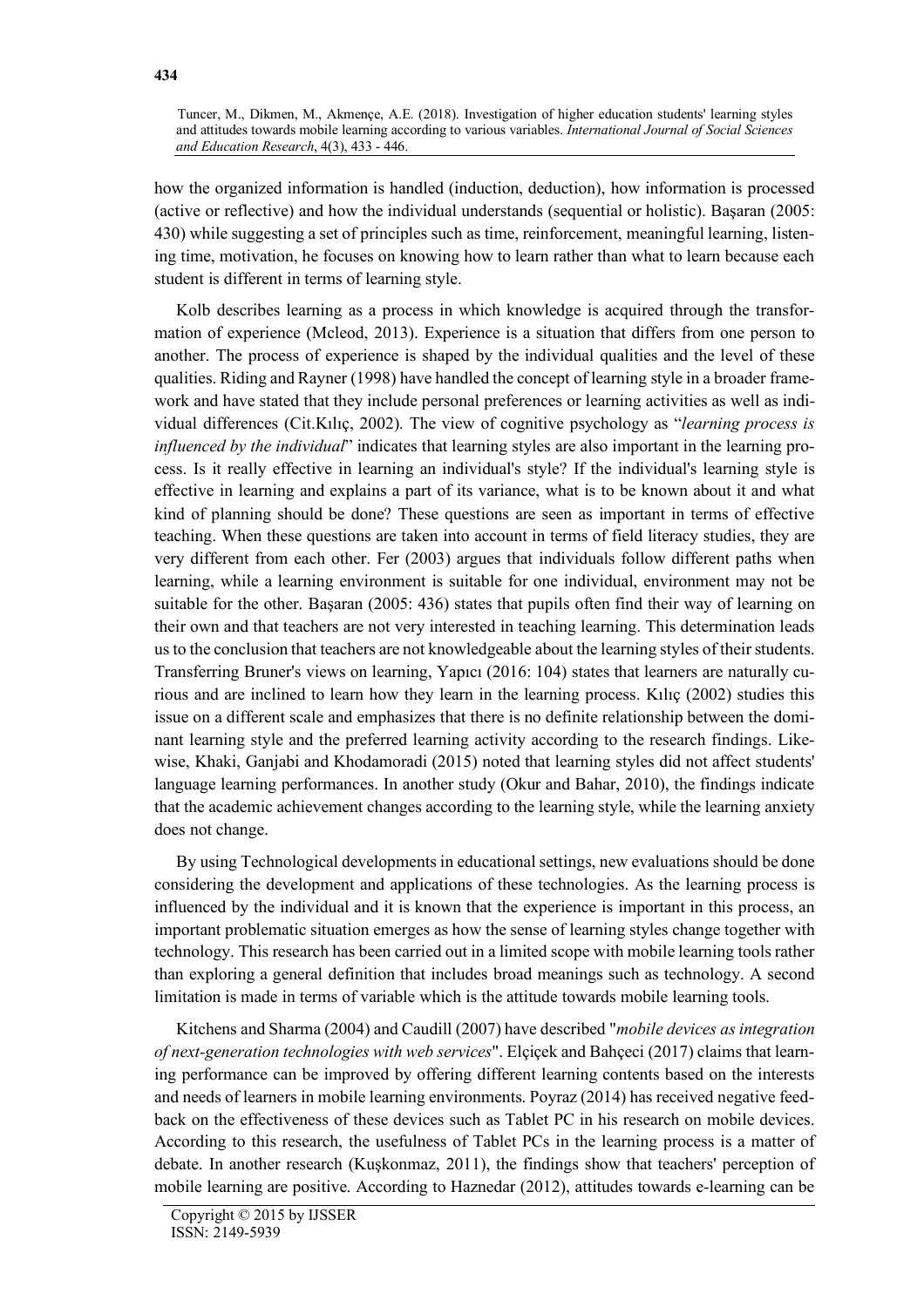how the organized information is handled (induction, deduction), how information is processed (active or reflective) and how the individual understands (sequential or holistic). Başaran (2005: 430) while suggesting a set of principles such as time, reinforcement, meaningful learning, listening time, motivation, he focuses on knowing how to learn rather than what to learn because each student is different in terms of learning style.

Kolb describes learning as a process in which knowledge is acquired through the transformation of experience (Mcleod, 2013). Experience is a situation that differs from one person to another. The process of experience is shaped by the individual qualities and the level of these qualities. Riding and Rayner (1998) have handled the concept of learning style in a broader framework and have stated that they include personal preferences or learning activities as well as individual differences (Cit.Kılıç, 2002). The view of cognitive psychology as "*learning process is influenced by the individual*" indicates that learning styles are also important in the learning process. Is it really effective in learning an individual's style? If the individual's learning style is effective in learning and explains a part of its variance, what is to be known about it and what kind of planning should be done? These questions are seen as important in terms of effective teaching. When these questions are taken into account in terms of field literacy studies, they are very different from each other. Fer (2003) argues that individuals follow different paths when learning, while a learning environment is suitable for one individual, environment may not be suitable for the other. Başaran (2005: 436) states that pupils often find their way of learning on their own and that teachers are not very interested in teaching learning. This determination leads us to the conclusion that teachers are not knowledgeable about the learning styles of their students. Transferring Bruner's views on learning, Yapıcı (2016: 104) states that learners are naturally curious and are inclined to learn how they learn in the learning process. Kılıç (2002) studies this issue on a different scale and emphasizes that there is no definite relationship between the dominant learning style and the preferred learning activity according to the research findings. Likewise, Khaki, Ganjabi and Khodamoradi (2015) noted that learning styles did not affect students' language learning performances. In another study (Okur and Bahar, 2010), the findings indicate that the academic achievement changes according to the learning style, while the learning anxiety does not change.

By using Technological developments in educational settings, new evaluations should be done considering the development and applications of these technologies. As the learning process is influenced by the individual and it is known that the experience is important in this process, an important problematic situation emerges as how the sense of learning styles change together with technology. This research has been carried out in a limited scope with mobile learning tools rather than exploring a general definition that includes broad meanings such as technology. A second limitation is made in terms of variable which is the attitude towards mobile learning tools.

Kitchens and Sharma (2004) and Caudill (2007) have described "*mobile devices as integration of next-generation technologies with web services*". Elçiçek and Bahçeci (2017) claims that learning performance can be improved by offering different learning contents based on the interests and needs of learners in mobile learning environments. Poyraz (2014) has received negative feedback on the effectiveness of these devices such as Tablet PC in his research on mobile devices. According to this research, the usefulness of Tablet PCs in the learning process is a matter of debate. In another research (Kuşkonmaz, 2011), the findings show that teachers' perception of mobile learning are positive. According to Haznedar (2012), attitudes towards e-learning can be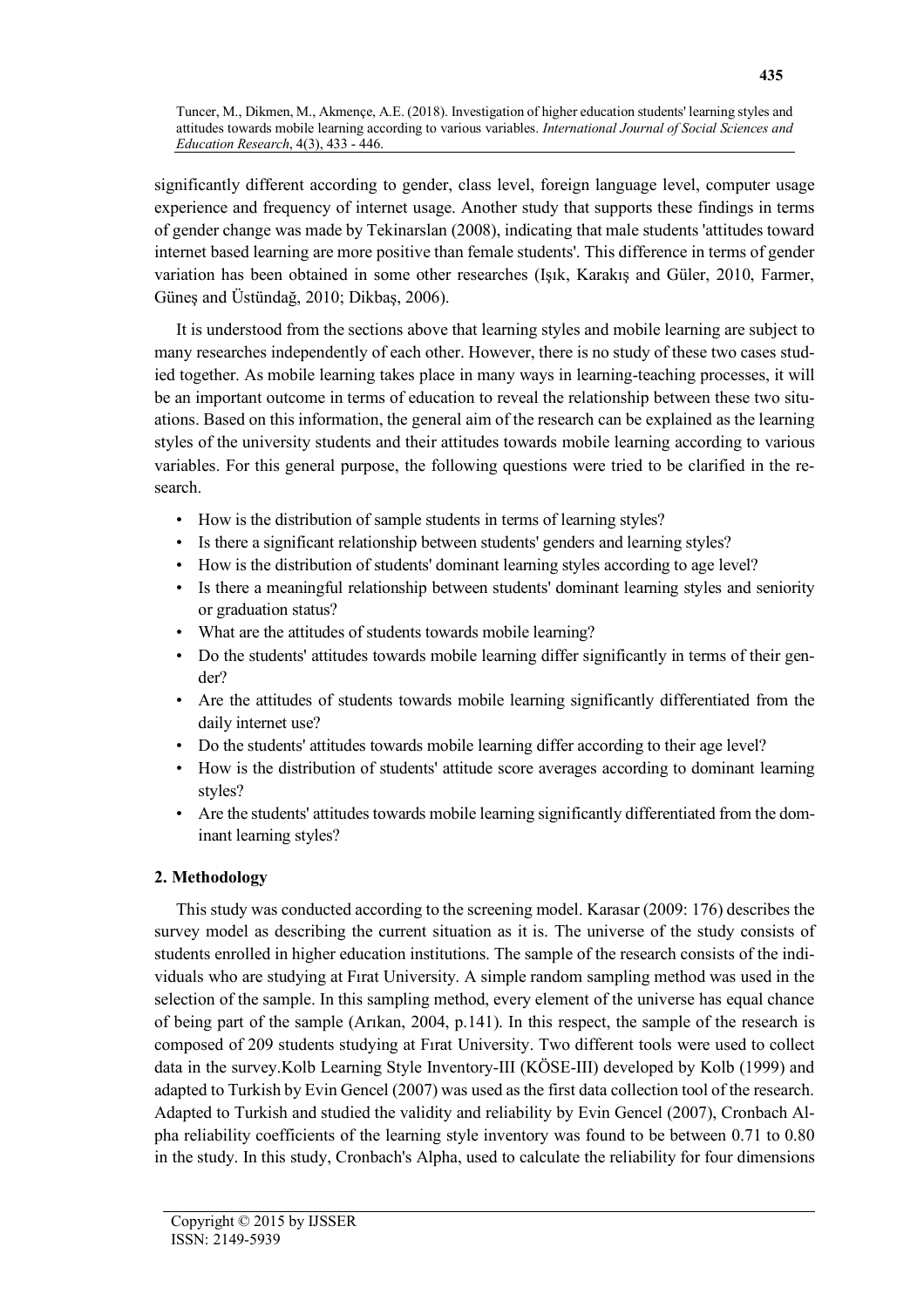significantly different according to gender, class level, foreign language level, computer usage experience and frequency of internet usage. Another study that supports these findings in terms of gender change was made by Tekinarslan (2008), indicating that male students 'attitudes toward internet based learning are more positive than female students'. This difference in terms of gender variation has been obtained in some other researches (Işık, Karakış and Güler, 2010, Farmer, Güneş and Üstündağ, 2010; Dikbaş, 2006).

It is understood from the sections above that learning styles and mobile learning are subject to many researches independently of each other. However, there is no study of these two cases studied together. As mobile learning takes place in many ways in learning-teaching processes, it will be an important outcome in terms of education to reveal the relationship between these two situations. Based on this information, the general aim of the research can be explained as the learning styles of the university students and their attitudes towards mobile learning according to various variables. For this general purpose, the following questions were tried to be clarified in the research.

- How is the distribution of sample students in terms of learning styles?
- Is there a significant relationship between students' genders and learning styles?
- How is the distribution of students' dominant learning styles according to age level?
- Is there a meaningful relationship between students' dominant learning styles and seniority or graduation status?
- What are the attitudes of students towards mobile learning?
- Do the students' attitudes towards mobile learning differ significantly in terms of their gender?
- Are the attitudes of students towards mobile learning significantly differentiated from the daily internet use?
- Do the students' attitudes towards mobile learning differ according to their age level?
- How is the distribution of students' attitude score averages according to dominant learning styles?
- Are the students' attitudes towards mobile learning significantly differentiated from the dominant learning styles?

## 2. Methodology

This study was conducted according to the screening model. Karasar (2009: 176) describes the survey model as describing the current situation as it is. The universe of the study consists of students enrolled in higher education institutions. The sample of the research consists of the individuals who are studying at Fırat University. A simple random sampling method was used in the selection of the sample. In this sampling method, every element of the universe has equal chance of being part of the sample (Arıkan, 2004, p.141). In this respect, the sample of the research is composed of 209 students studying at Fırat University. Two different tools were used to collect data in the survey.Kolb Learning Style Inventory-III (KÖSE-III) developed by Kolb (1999) and adapted to Turkish by Evin Gencel (2007) was used as the first data collection tool of the research. Adapted to Turkish and studied the validity and reliability by Evin Gencel (2007), Cronbach Alpha reliability coefficients of the learning style inventory was found to be between 0.71 to 0.80 in the study. In this study, Cronbach's Alpha, used to calculate the reliability for four dimensions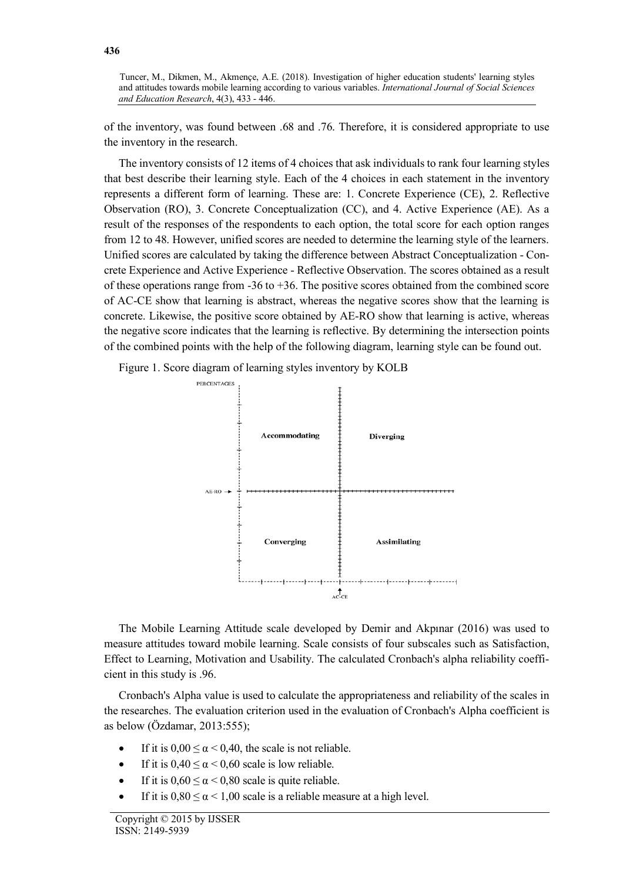of the inventory, was found between .68 and .76. Therefore, it is considered appropriate to use the inventory in the research.

The inventory consists of 12 items of 4 choices that ask individuals to rank four learning styles that best describe their learning style. Each of the 4 choices in each statement in the inventory represents a different form of learning. These are: 1. Concrete Experience (CE), 2. Reflective Observation (RO), 3. Concrete Conceptualization (CC), and 4. Active Experience (AE). As a result of the responses of the respondents to each option, the total score for each option ranges from 12 to 48. However, unified scores are needed to determine the learning style of the learners. Unified scores are calculated by taking the difference between Abstract Conceptualization - Concrete Experience and Active Experience - Reflective Observation. The scores obtained as a result of these operations range from -36 to +36. The positive scores obtained from the combined score of AC-CE show that learning is abstract, whereas the negative scores show that the learning is concrete. Likewise, the positive score obtained by AE-RO show that learning is active, whereas the negative score indicates that the learning is reflective. By determining the intersection points of the combined points with the help of the following diagram, learning style can be found out.

Figure 1. Score diagram of learning styles inventory by KOLB

PERCENTAGES

Accommodating

Diverging

AE-RO

Converging

Assimilating

AC-CE

The Mobile Learning Attitude scale developed by Demir and Akpınar (2016) was used to measure attitudes toward mobile learning. Scale consists of four subscales such as Satisfaction, Effect to Learning, Motivation and Usability. The calculated Cronbach's alpha reliability coefficient in this study is .96.

Cronbach's Alpha value is used to calculate the appropriateness and reliability of the scales in the researches. The evaluation criterion used in the evaluation of Cronbach's Alpha coefficient is as below (Özdamar, 2013:555);

- If it is $0,00 \leq \alpha < 0,40$, the scale is not reliable.
- If it is $0,40 \leq \alpha < 0,60$ scale is low reliable.
- If it is $0,60 \leq \alpha < 0,80$ scale is quite reliable.
- If it is $0,80 \leq \alpha < 1,00$ scale is a reliable measure at a high level.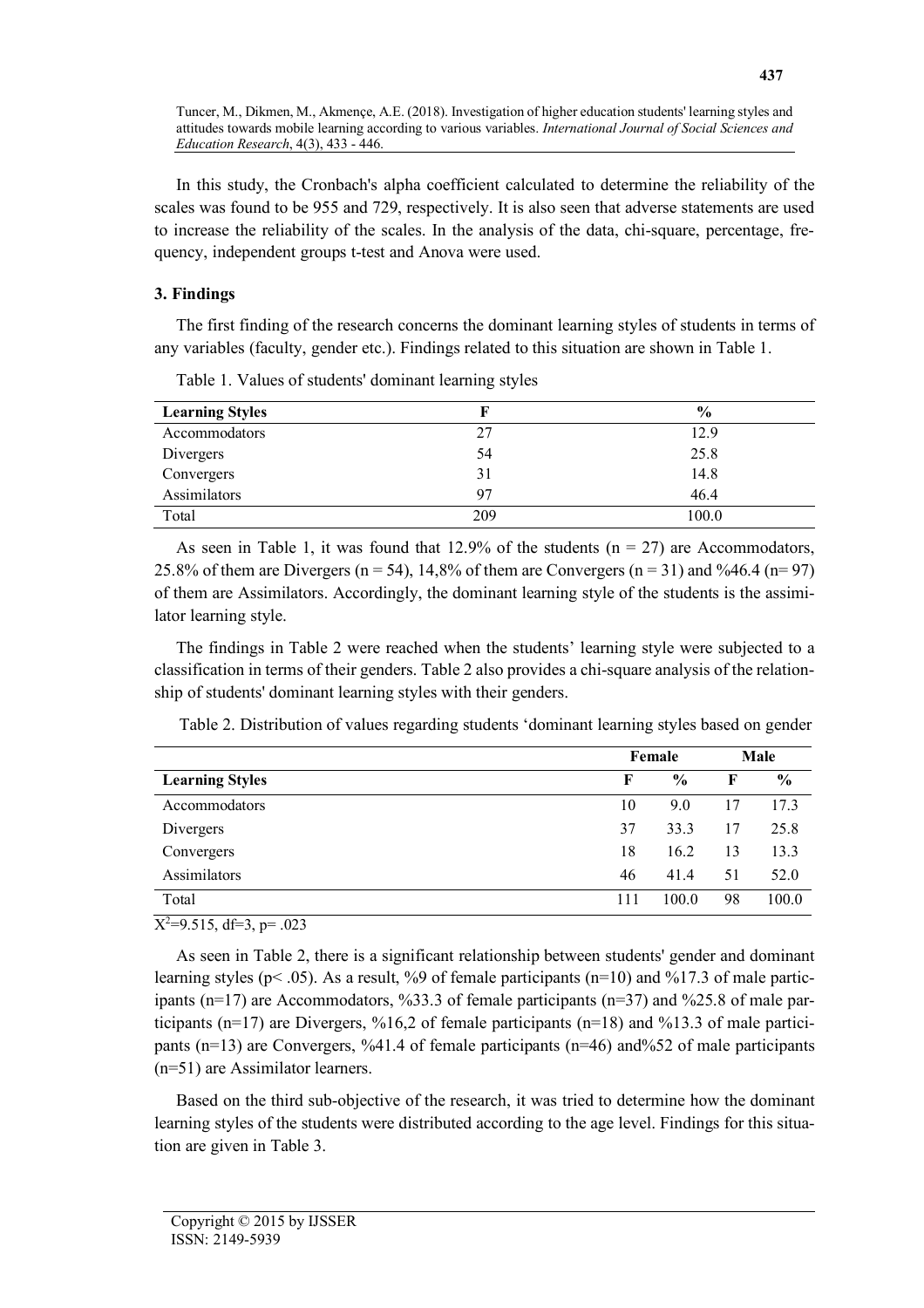In this study, the Cronbach's alpha coefficient calculated to determine the reliability of the scales was found to be 955 and 729, respectively. It is also seen that adverse statements are used to increase the reliability of the scales. In the analysis of the data, chi-square, percentage, frequency, independent groups t-test and Anova were used.

### 3. Findings

The first finding of the research concerns the dominant learning styles of students in terms of any variables (faculty, gender etc.). Findings related to this situation are shown in Table 1.

Table 1. Values of students' dominant learning styles

| Learning Styles | F | % |
|---|---|---|
| Accommodators | 27 | 12.9 |
| Divergers | 54 | 25.8 |
| Convergers | 31 | 14.8 |
| Assimilators | 97 | 46.4 |
| Total | 209 | 100.0 |

As seen in Table 1, it was found that 12.9% of the students (n = 27) are Accommodators, 25.8% of them are Divergers (n = 54), 14,8% of them are Convergers (n = 31) and %46.4 (n= 97) of them are Assimilators. Accordingly, the dominant learning style of the students is the assimilator learning style.

The findings in Table 2 were reached when the students' learning style were subjected to a classification in terms of their genders. Table 2 also provides a chi-square analysis of the relationship of students' dominant learning styles with their genders.

Table 2. Distribution of values regarding students 'dominant learning styles based on gender

| | Female | | Male | |
|---|---|---|---|---|
| **Learning Styles** | **F** | **%** | **F** | **%** |
| Accommodators | 10 | 9.0 | 17 | 17.3 |
| Divergers | 37 | 33.3 | 17 | 25.8 |
| Convergers | 18 | 16.2 | 13 | 13.3 |
| Assimilators | 46 | 41.4 | 51 | 52.0 |
| Total | 111 | 100.0 | 98 | 100.0 |

$X^2$=9.515, df=3, p= .023

As seen in Table 2, there is a significant relationship between students' gender and dominant learning styles (p< .05). As a result, %9 of female participants (n=10) and %17.3 of male participants (n=17) are Accommodators, %33.3 of female participants (n=37) and %25.8 of male participants (n=17) are Divergers, %16,2 of female participants (n=18) and %13.3 of male participants (n=13) are Convergers, %41.4 of female participants (n=46) and%52 of male participants (n=51) are Assimilator learners.

Based on the third sub-objective of the research, it was tried to determine how the dominant learning styles of the students were distributed according to the age level. Findings for this situation are given in Table 3.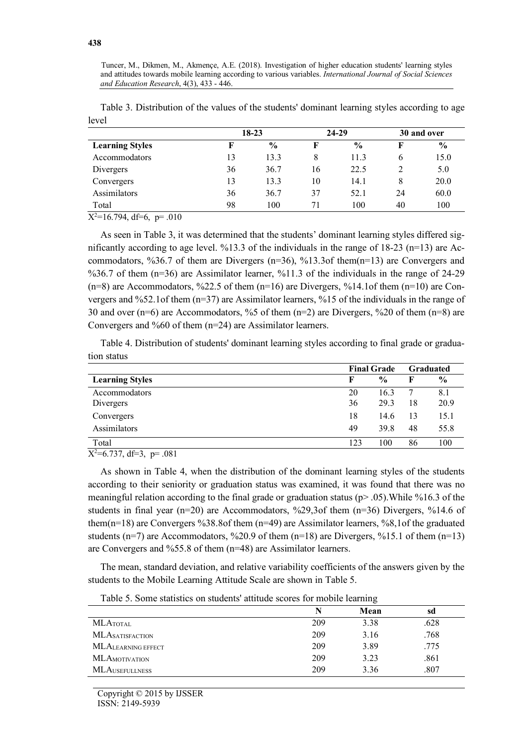Tuncer, M., Dikmen, M., Akmençe, A.E. (2018). Investigation of higher education students' learning styles and attitudes towards mobile learning according to various variables. *International Journal of Social Sciences and Education Research*, 4(3), 433 - 446.

Table 3. Distribution of the values of the students' dominant learning styles according to age level

| | 18-23 | | 24-29 | | 30 and over | |
|---|---|---|---|---|---|---|
| **Learning Styles** | **F** | **%** | **F** | **%** | **F** | **%** |
| Accommodators | 13 | 13.3 | 8 | 11.3 | 6 | 15.0 |
| Divergers | 36 | 36.7 | 16 | 22.5 | 2 | 5.0 |
| Convergers | 13 | 13.3 | 10 | 14.1 | 8 | 20.0 |
| Assimilators | 36 | 36.7 | 37 | 52.1 | 24 | 60.0 |
| Total | 98 | 100 | 71 | 100 | 40 | 100 |

$X^2$=16.794, df=6, p= .010

As seen in Table 3, it was determined that the students' dominant learning styles differed significantly according to age level. %13.3 of the individuals in the range of 18-23 (n=13) are Accommodators, %36.7 of them are Divergers (n=36), %13.3of them(n=13) are Convergers and %36.7 of them (n=36) are Assimilator learner, %11.3 of the individuals in the range of 24-29 (n=8) are Accommodators, %22.5 of them (n=16) are Divergers, %14.1of them (n=10) are Convergers and %52.1of them (n=37) are Assimilator learners, %15 of the individuals in the range of 30 and over (n=6) are Accommodators, %5 of them (n=2) are Divergers, %20 of them (n=8) are Convergers and %60 of them (n=24) are Assimilator learners.

Table 4. Distribution of students' dominant learning styles according to final grade or graduation status

| | Final Grade | | Graduated | |
|---|---|---|---|---|
| **Learning Styles** | **F** | **%** | **F** | **%** |
| Accommodators | 20 | 16.3 | 7 | 8.1 |
| Divergers | 36 | 29.3 | 18 | 20.9 |
| Convergers | 18 | 14.6 | 13 | 15.1 |
| Assimilators | 49 | 39.8 | 48 | 55.8 |
| Total | 123 | 100 | 86 | 100 |

$X^2$=6.737, df=3, p= .081

As shown in Table 4, when the distribution of the dominant learning styles of the students according to their seniority or graduation status was examined, it was found that there was no meaningful relation according to the final grade or graduation status (p> .05).While %16.3 of the students in final year (n=20) are Accommodators, %29,3of them (n=36) Divergers, %14.6 of them(n=18) are Convergers %38.8of them (n=49) are Assimilator learners, %8,1of the graduated students (n=7) are Accommodators, %20.9 of them (n=18) are Divergers, %15.1 of them (n=13) are Convergers and %55.8 of them (n=48) are Assimilator learners.

The mean, standard deviation, and relative variability coefficients of the answers given by the students to the Mobile Learning Attitude Scale are shown in Table 5.

Table 5. Some statistics on students' attitude scores for mobile learning

| | N | Mean | sd |
|---|---|---|---|
| $MLA_{TOTAL}$ | 209 | 3.38 | .628 |
| $MLA_{SATISFACTION}$ | 209 | 3.16 | .768 |
| $MLA_{LEARNING\ EFFECT}$ | 209 | 3.89 | .775 |
| $MLA_{MOTIVATION}$ | 209 | 3.23 | .861 |
| $MLA_{USEFULLNESS}$ | 209 | 3.36 | .807 |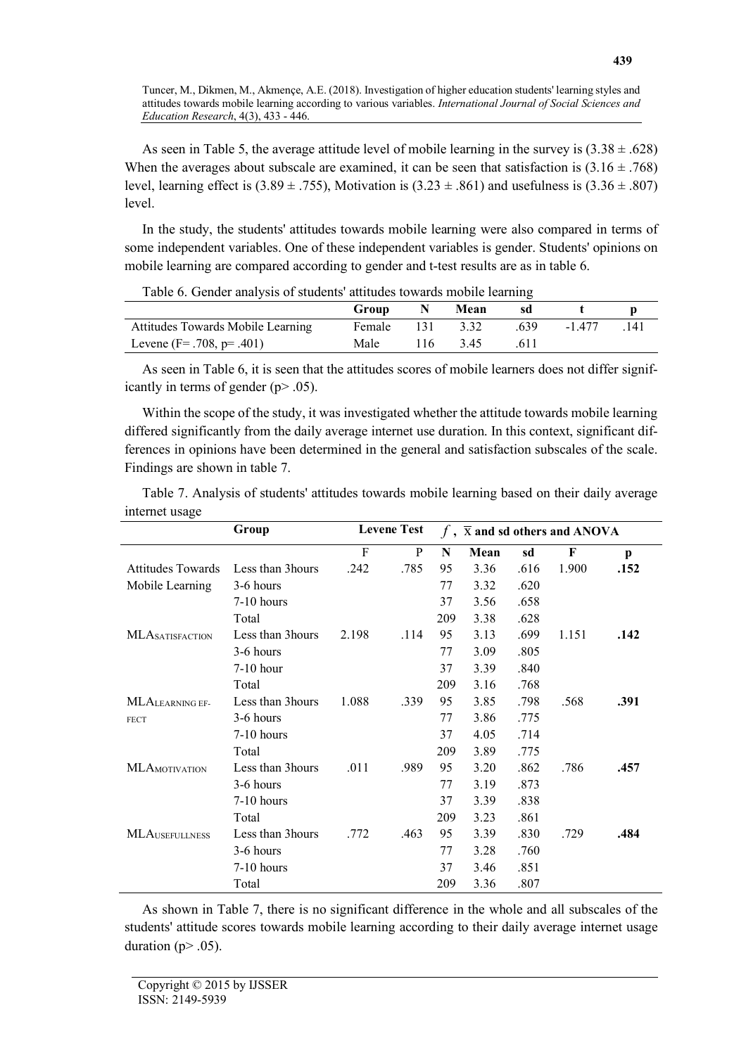As seen in Table 5, the average attitude level of mobile learning in the survey is (3.38 ± .628) When the averages about subscale are examined, it can be seen that satisfaction is (3.16 ± .768) level, learning effect is (3.89 ± .755), Motivation is (3.23 ± .861) and usefulness is (3.36 ± .807) level.

In the study, the students' attitudes towards mobile learning were also compared in terms of some independent variables. One of these independent variables is gender. Students' opinions on mobile learning are compared according to gender and t-test results are as in table 6.

Table 6. Gender analysis of students' attitudes towards mobile learning

| | Group | N | Mean | sd | t | p |
|---|---|---|---|---|---|---|
| Attitudes Towards Mobile Learning | Female | 131 | 3.32 | .639 | -1.477 | .141 |
| Levene (F= .708, p= .401) | Male | 116 | 3.45 | .611 | | |

As seen in Table 6, it is seen that the attitudes scores of mobile learners does not differ significantly in terms of gender (p> .05).

Within the scope of the study, it was investigated whether the attitude towards mobile learning differed significantly from the daily average internet use duration. In this context, significant differences in opinions have been determined in the general and satisfaction subscales of the scale. Findings are shown in table 7.

Table 7. Analysis of students' attitudes towards mobile learning based on their daily average internet usage

| | Group | Levene Test | | $f$, $\bar{x}$ and sd others and ANOVA | | | | |
|---|---|---|---|---|---|---|---|---|
| | | F | P | N | Mean | sd | F | p |
| Attitudes Towards Mobile Learning | Less than 3hours | .242 | .785 | 95 | 3.36 | .616 | 1.900 | **.152** |
| | 3-6 hours | | | 77 | 3.32 | .620 | | |
| | 7-10 hours | | | 37 | 3.56 | .658 | | |
| | Total | | | 209 | 3.38 | .628 | | |
| MLA<small>SATISFACTION</small> | Less than 3hours | 2.198 | .114 | 95 | 3.13 | .699 | 1.151 | **.142** |
| | 3-6 hours | | | 77 | 3.09 | .805 | | |
| | 7-10 hour | | | 37 | 3.39 | .840 | | |
| | Total | | | 209 | 3.16 | .768 | | |
| MLA<small>LEARNING EFFECT</small> | Less than 3hours | 1.088 | .339 | 95 | 3.85 | .798 | .568 | **.391** |
| | 3-6 hours | | | 77 | 3.86 | .775 | | |
| | 7-10 hours | | | 37 | 4.05 | .714 | | |
| | Total | | | 209 | 3.89 | .775 | | |
| MLA<small>MOTIVATION</small> | Less than 3hours | .011 | .989 | 95 | 3.20 | .862 | .786 | **.457** |
| | 3-6 hours | | | 77 | 3.19 | .873 | | |
| | 7-10 hours | | | 37 | 3.39 | .838 | | |
| | Total | | | 209 | 3.23 | .861 | | |
| MLA<small>USEFULLNESS</small> | Less than 3hours | .772 | .463 | 95 | 3.39 | .830 | .729 | **.484** |
| | 3-6 hours | | | 77 | 3.28 | .760 | | |
| | 7-10 hours | | | 37 | 3.46 | .851 | | |
| | Total | | | 209 | 3.36 | .807 | | |

As shown in Table 7, there is no significant difference in the whole and all subscales of the students' attitude scores towards mobile learning according to their daily average internet usage duration (p> .05).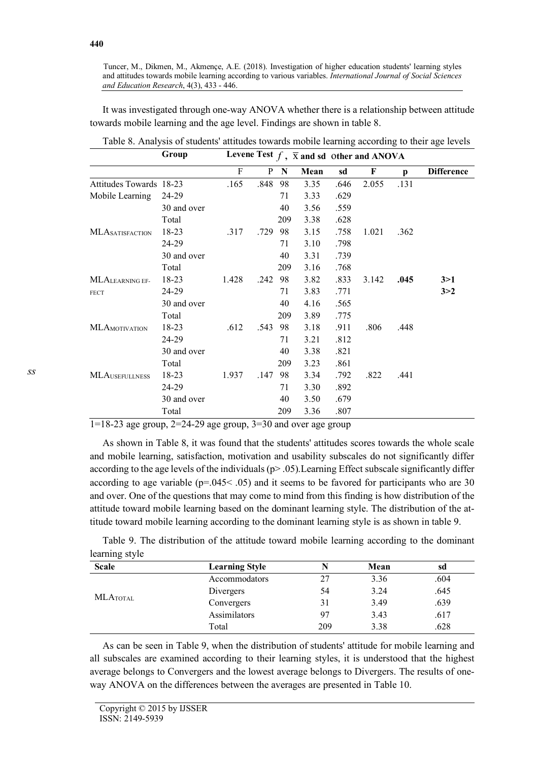It was investigated through one-way ANOVA whether there is a relationship between attitude towards mobile learning and the age level. Findings are shown in table 8.

Table 8. Analysis of students' attitudes towards mobile learning according to their age levels

| | Group | Levene Test $f$, $\bar{X}$ and sd other and ANOVA | | | | | | | |
|---|---|---|---|---|---|---|---|---|---|
| | | F | P | N | Mean | sd | F | p | Difference |
| Attitudes Towards Mobile Learning | 18-23 | .165 | .848 | 98 | 3.35 | .646 | 2.055 | .131 | |
| | 24-29 | | | 71 | 3.33 | .629 | | | |
| | 30 and over | | | 40 | 3.56 | .559 | | | |
| | Total | | | 209 | 3.38 | .628 | | | |
| $MLA_{SATISFACTION}$ | 18-23 | .317 | .729 | 98 | 3.15 | .758 | 1.021 | .362 | |
| | 24-29 | | | 71 | 3.10 | .798 | | | |
| | 30 and over | | | 40 | 3.31 | .739 | | | |
| | Total | | | 209 | 3.16 | .768 | | | |
| $MLA_{LEARNING\ EFFECT}$ | 18-23 | 1.428 | .242 | 98 | 3.82 | .833 | 3.142 | **.045** | **3>1** |
| | 24-29 | | | 71 | 3.83 | .771 | | | **3>2** |
| | 30 and over | | | 40 | 4.16 | .565 | | | |
| | Total | | | 209 | 3.89 | .775 | | | |
| $MLA_{MOTIVATION}$ | 18-23 | .612 | .543 | 98 | 3.18 | .911 | .806 | .448 | |
| | 24-29 | | | 71 | 3.21 | .812 | | | |
| | 30 and over | | | 40 | 3.38 | .821 | | | |
| | Total | | | 209 | 3.23 | .861 | | | |
| $MLA_{USEFULLNESS}$ | 18-23 | 1.937 | .147 | 98 | 3.34 | .792 | .822 | .441 | |
| | 24-29 | | | 71 | 3.30 | .892 | | | |
| | 30 and over | | | 40 | 3.50 | .679 | | | |
| | Total | | | 209 | 3.36 | .807 | | | |

1=18-23 age group, 2=24-29 age group, 3=30 and over age group

As shown in Table 8, it was found that the students' attitudes scores towards the whole scale and mobile learning, satisfaction, motivation and usability subscales do not significantly differ according to the age levels of the individuals ($p > .05$).Learning Effect subscale significantly differ according to age variable ($p=.045 < .05$) and it seems to be favored for participants who are 30 and over. One of the questions that may come to mind from this finding is how distribution of the attitude toward mobile learning based on the dominant learning style. The distribution of the attitude toward mobile learning according to the dominant learning style is as shown in table 9.

Table 9. The distribution of the attitude toward mobile learning according to the dominant learning style

| Scale | Learning Style | N | Mean | sd |
|---|---|---|---|---|
| $MLA_{TOTAL}$ | Accommodators | 27 | 3.36 | .604 |
| | Divergers | 54 | 3.24 | .645 |
| | Convergers | 31 | 3.49 | .639 |
| | Assimilators | 97 | 3.43 | .617 |
| | Total | 209 | 3.38 | .628 |

As can be seen in Table 9, when the distribution of students' attitude for mobile learning and all subscales are examined according to their learning styles, it is understood that the highest average belongs to Convergers and the lowest average belongs to Divergers. The results of one-way ANOVA on the differences between the averages are presented in Table 10.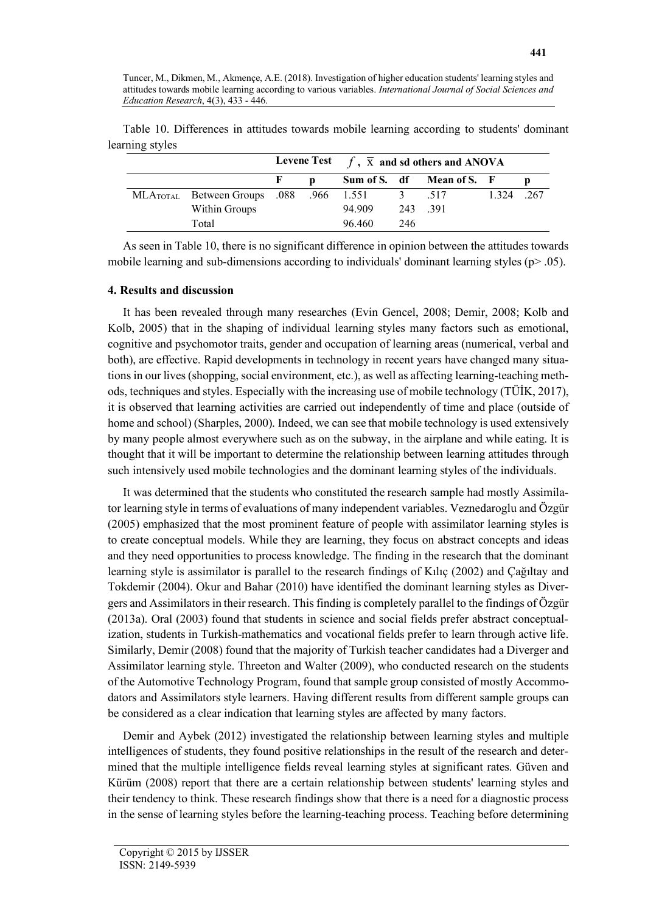Table 10. Differences in attitudes towards mobile learning according to students' dominant learning styles

| | | Levene Test | | $f$, $\bar{x}$ and sd others and ANOVA | | | | |
|---|---|---|---|---|---|---|---|---|
| | | F | p | Sum of S. | df | Mean of S. | F | p |
| $MLA_{TOTAL}$ | Between Groups | .088 | .966 | 1.551 | 3 | .517 | 1.324 | .267 |
| | Within Groups | | | 94.909 | 243 | .391 | | |
| | Total | | | 96.460 | 246 | | | |

As seen in Table 10, there is no significant difference in opinion between the attitudes towards mobile learning and sub-dimensions according to individuals' dominant learning styles ($p > .05$).

## 4. Results and discussion

It has been revealed through many researches (Evin Gencel, 2008; Demir, 2008; Kolb and Kolb, 2005) that in the shaping of individual learning styles many factors such as emotional, cognitive and psychomotor traits, gender and occupation of learning areas (numerical, verbal and both), are effective. Rapid developments in technology in recent years have changed many situations in our lives (shopping, social environment, etc.), as well as affecting learning-teaching methods, techniques and styles. Especially with the increasing use of mobile technology (TÜİK, 2017), it is observed that learning activities are carried out independently of time and place (outside of home and school) (Sharples, 2000). Indeed, we can see that mobile technology is used extensively by many people almost everywhere such as on the subway, in the airplane and while eating. It is thought that it will be important to determine the relationship between learning attitudes through such intensively used mobile technologies and the dominant learning styles of the individuals.

It was determined that the students who constituted the research sample had mostly Assimilator learning style in terms of evaluations of many independent variables. Veznedaroglu and Özgür (2005) emphasized that the most prominent feature of people with assimilator learning styles is to create conceptual models. While they are learning, they focus on abstract concepts and ideas and they need opportunities to process knowledge. The finding in the research that the dominant learning style is assimilator is parallel to the research findings of Kılıç (2002) and Çağıltay and Tokdemir (2004). Okur and Bahar (2010) have identified the dominant learning styles as Divergers and Assimilators in their research. This finding is completely parallel to the findings of Özgür (2013a). Oral (2003) found that students in science and social fields prefer abstract conceptualization, students in Turkish-mathematics and vocational fields prefer to learn through active life. Similarly, Demir (2008) found that the majority of Turkish teacher candidates had a Diverger and Assimilator learning style. Threeton and Walter (2009), who conducted research on the students of the Automotive Technology Program, found that sample group consisted of mostly Accommodators and Assimilators style learners. Having different results from different sample groups can be considered as a clear indication that learning styles are affected by many factors.

Demir and Aybek (2012) investigated the relationship between learning styles and multiple intelligences of students, they found positive relationships in the result of the research and determined that the multiple intelligence fields reveal learning styles at significant rates. Güven and Kürüm (2008) report that there are a certain relationship between students' learning styles and their tendency to think. These research findings show that there is a need for a diagnostic process in the sense of learning styles before the learning-teaching process. Teaching before determining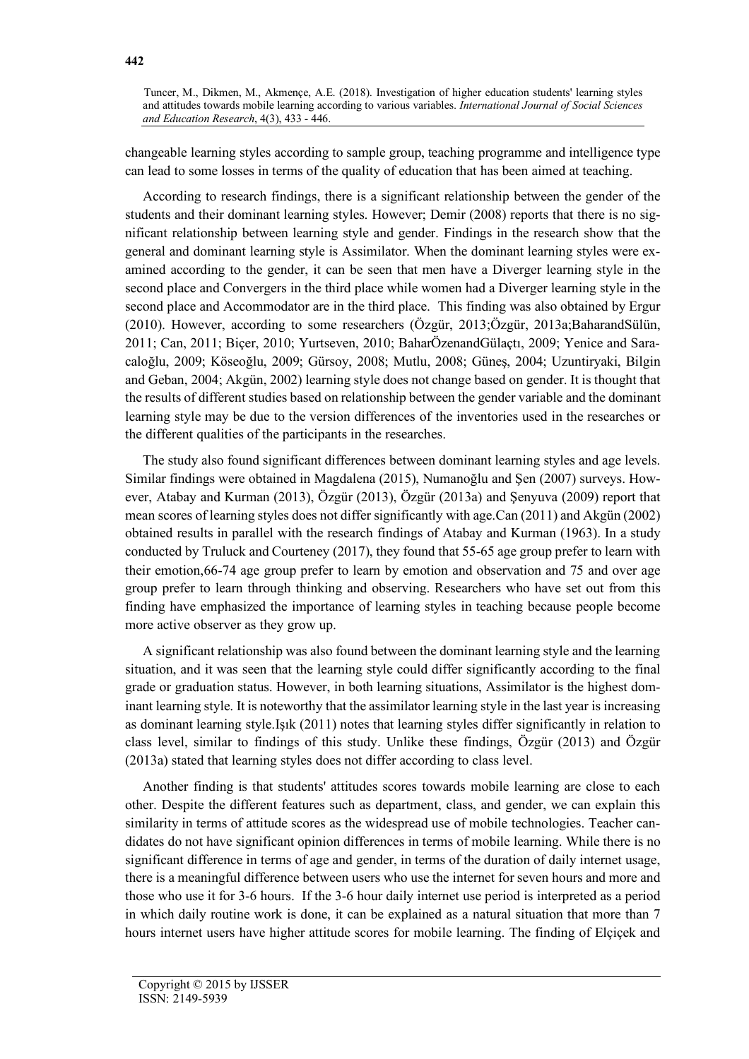changeable learning styles according to sample group, teaching programme and intelligence type can lead to some losses in terms of the quality of education that has been aimed at teaching.

According to research findings, there is a significant relationship between the gender of the students and their dominant learning styles. However; Demir (2008) reports that there is no significant relationship between learning style and gender. Findings in the research show that the general and dominant learning style is Assimilator. When the dominant learning styles were examined according to the gender, it can be seen that men have a Diverger learning style in the second place and Convergers in the third place while women had a Diverger learning style in the second place and Accommodator are in the third place. This finding was also obtained by Ergur (2010). However, according to some researchers (Özgür, 2013;Özgür, 2013a;BaharandSülün, 2011; Can, 2011; Biçer, 2010; Yurtseven, 2010; BaharÖzenandGülaçtı, 2009; Yenice and Saracaloğlu, 2009; Köseoğlu, 2009; Gürsoy, 2008; Mutlu, 2008; Güneş, 2004; Uzuntiryaki, Bilgin and Geban, 2004; Akgün, 2002) learning style does not change based on gender. It is thought that the results of different studies based on relationship between the gender variable and the dominant learning style may be due to the version differences of the inventories used in the researches or the different qualities of the participants in the researches.

The study also found significant differences between dominant learning styles and age levels. Similar findings were obtained in Magdalena (2015), Numanoğlu and Şen (2007) surveys. However, Atabay and Kurman (2013), Özgür (2013), Özgür (2013a) and Şenyuva (2009) report that mean scores of learning styles does not differ significantly with age.Can (2011) and Akgün (2002) obtained results in parallel with the research findings of Atabay and Kurman (1963). In a study conducted by Truluck and Courteney (2017), they found that 55-65 age group prefer to learn with their emotion,66-74 age group prefer to learn by emotion and observation and 75 and over age group prefer to learn through thinking and observing. Researchers who have set out from this finding have emphasized the importance of learning styles in teaching because people become more active observer as they grow up.

A significant relationship was also found between the dominant learning style and the learning situation, and it was seen that the learning style could differ significantly according to the final grade or graduation status. However, in both learning situations, Assimilator is the highest dominant learning style. It is noteworthy that the assimilator learning style in the last year is increasing as dominant learning style.Işık (2011) notes that learning styles differ significantly in relation to class level, similar to findings of this study. Unlike these findings, Özgür (2013) and Özgür (2013a) stated that learning styles does not differ according to class level.

Another finding is that students' attitudes scores towards mobile learning are close to each other. Despite the different features such as department, class, and gender, we can explain this similarity in terms of attitude scores as the widespread use of mobile technologies. Teacher candidates do not have significant opinion differences in terms of mobile learning. While there is no significant difference in terms of age and gender, in terms of the duration of daily internet usage, there is a meaningful difference between users who use the internet for seven hours and more and those who use it for 3-6 hours. If the 3-6 hour daily internet use period is interpreted as a period in which daily routine work is done, it can be explained as a natural situation that more than 7 hours internet users have higher attitude scores for mobile learning. The finding of Elçiçek and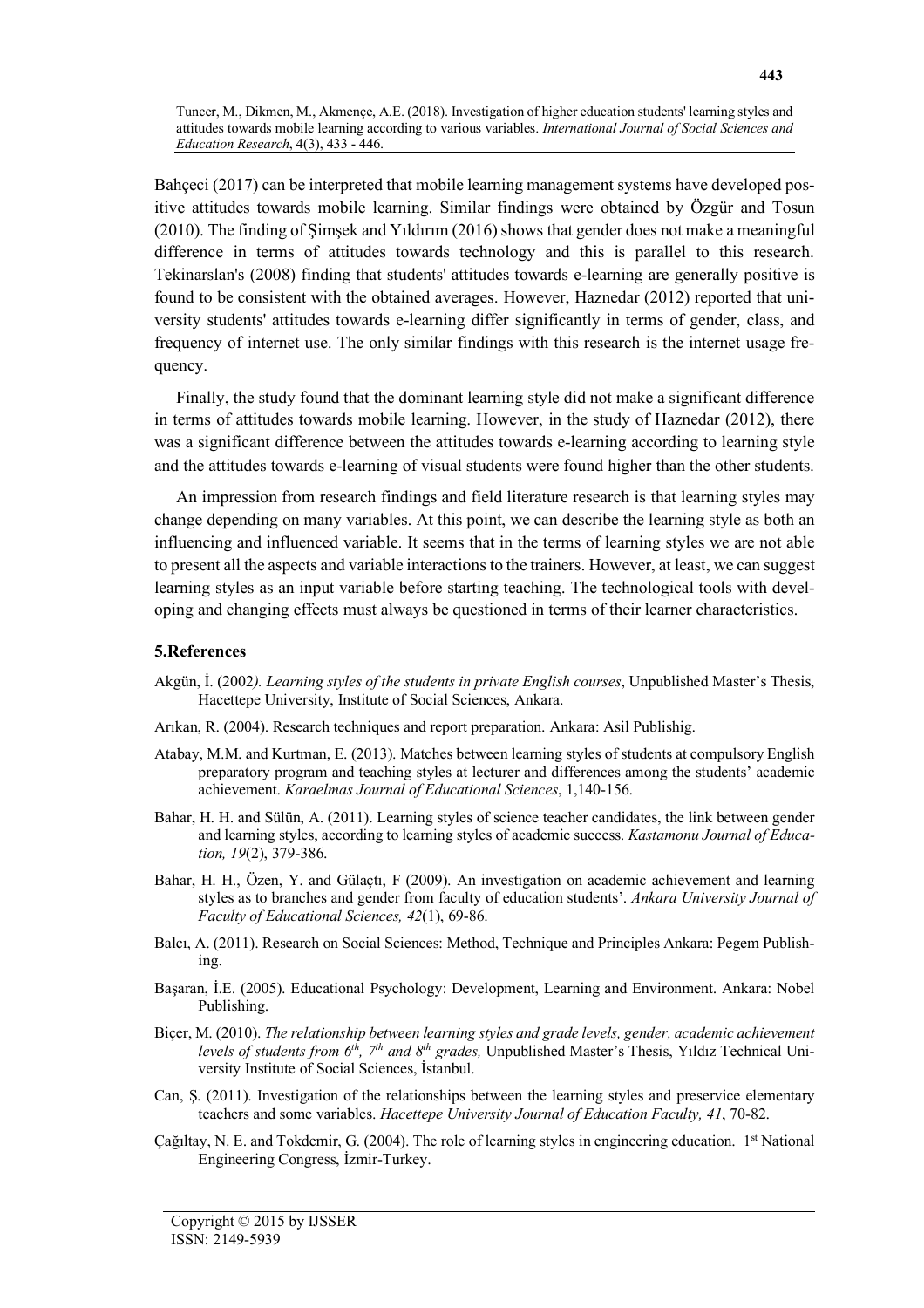Bahçeci (2017) can be interpreted that mobile learning management systems have developed positive attitudes towards mobile learning. Similar findings were obtained by Özgür and Tosun (2010). The finding of Şimşek and Yıldırım (2016) shows that gender does not make a meaningful difference in terms of attitudes towards technology and this is parallel to this research. Tekinarslan's (2008) finding that students' attitudes towards e-learning are generally positive is found to be consistent with the obtained averages. However, Haznedar (2012) reported that university students' attitudes towards e-learning differ significantly in terms of gender, class, and frequency of internet use. The only similar findings with this research is the internet usage frequency.

Finally, the study found that the dominant learning style did not make a significant difference in terms of attitudes towards mobile learning. However, in the study of Haznedar (2012), there was a significant difference between the attitudes towards e-learning according to learning style and the attitudes towards e-learning of visual students were found higher than the other students.

An impression from research findings and field literature research is that learning styles may change depending on many variables. At this point, we can describe the learning style as both an influencing and influenced variable. It seems that in the terms of learning styles we are not able to present all the aspects and variable interactions to the trainers. However, at least, we can suggest learning styles as an input variable before starting teaching. The technological tools with developing and changing effects must always be questioned in terms of their learner characteristics.

## 5.References

Akgün, İ. (2002*). Learning styles of the students in private English courses*, Unpublished Master's Thesis, Hacettepe University, Institute of Social Sciences, Ankara.

Arıkan, R. (2004). Research techniques and report preparation. Ankara: Asil Publishig.

Atabay, M.M. and Kurtman, E. (2013). Matches between learning styles of students at compulsory English preparatory program and teaching styles at lecturer and differences among the students' academic achievement. *Karaelmas Journal of Educational Sciences*, 1,140-156.

Bahar, H. H. and Sülün, A. (2011). Learning styles of science teacher candidates, the link between gender and learning styles, according to learning styles of academic success. *Kastamonu Journal of Education, 19*(2), 379-386.

Bahar, H. H., Özen, Y. and Gülaçtı, F (2009). An investigation on academic achievement and learning styles as to branches and gender from faculty of education students'. *Ankara University Journal of Faculty of Educational Sciences, 42*(1), 69-86.

Balcı, A. (2011). Research on Social Sciences: Method, Technique and Principles Ankara: Pegem Publishing.

Başaran, İ.E. (2005). Educational Psychology: Development, Learning and Environment. Ankara: Nobel Publishing.

Biçer, M. (2010). *The relationship between learning styles and grade levels, gender, academic achievement levels of students from 6th, 7th and 8th grades,* Unpublished Master's Thesis, Yıldız Technical University Institute of Social Sciences, İstanbul.

Can, Ş. (2011). Investigation of the relationships between the learning styles and preservice elementary teachers and some variables. *Hacettepe University Journal of Education Faculty, 41*, 70-82.

Çağıltay, N. E. and Tokdemir, G. (2004). The role of learning styles in engineering education. 1st National Engineering Congress, İzmir-Turkey.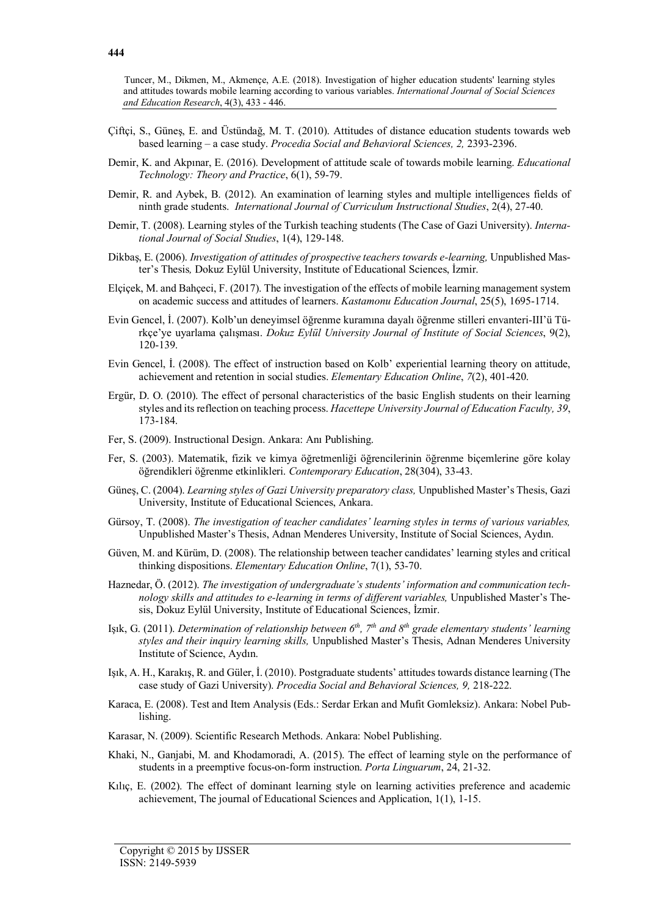Çiftçi, S., Güneş, E. and Üstündağ, M. T. (2010). Attitudes of distance education students towards web based learning – a case study. *Procedia Social and Behavioral Sciences, 2,* 2393-2396.

Demir, K. and Akpınar, E. (2016). Development of attitude scale of towards mobile learning. *Educational Technology: Theory and Practice*, 6(1), 59-79.

Demir, R. and Aybek, B. (2012). An examination of learning styles and multiple intelligences fields of ninth grade students. *International Journal of Curriculum Instructional Studies*, 2(4), 27-40.

Demir, T. (2008). Learning styles of the Turkish teaching students (The Case of Gazi University). *International Journal of Social Studies*, 1(4), 129-148.

Dikbaş, E. (2006). *Investigation of attitudes of prospective teachers towards e-learning,* Unpublished Master's Thesis*,* Dokuz Eylül University, Institute of Educational Sciences, İzmir.

Elçiçek, M. and Bahçeci, F. (2017). The investigation of the effects of mobile learning management system on academic success and attitudes of learners. *Kastamonu Education Journal*, 25(5), 1695-1714.

Evin Gencel, İ. (2007). Kolb'un deneyimsel öğrenme kuramına dayalı öğrenme stilleri envanteri-III'ü Türkçe'ye uyarlama çalışması. *Dokuz Eylül University Journal of Institute of Social Sciences*, 9(2), 120-139.

Evin Gencel, İ. (2008). The effect of instruction based on Kolb' experiential learning theory on attitude, achievement and retention in social studies. *Elementary Education Online*, *7*(2), 401-420.

Ergür, D. O. (2010). The effect of personal characteristics of the basic English students on their learning styles and its reflection on teaching process. *Hacettepe University Journal of Education Faculty, 39*, 173-184.

Fer, S. (2009). Instructional Design. Ankara: Anı Publishing.

Fer, S. (2003). Matematik, fizik ve kimya öğretmenliği öğrencilerinin öğrenme biçemlerine göre kolay öğrendikleri öğrenme etkinlikleri. *Contemporary Education*, 28(304), 33-43.

Güneş, C. (2004). *Learning styles of Gazi University preparatory class,* Unpublished Master's Thesis, Gazi University, Institute of Educational Sciences, Ankara.

Gürsoy, T. (2008). *The investigation of teacher candidates' learning styles in terms of various variables,* Unpublished Master's Thesis, Adnan Menderes University, Institute of Social Sciences, Aydın.

Güven, M. and Kürüm, D. (2008). The relationship between teacher candidates' learning styles and critical thinking dispositions. *Elementary Education Online*, 7(1), 53-70.

Haznedar, Ö. (2012). *The investigation of undergraduate's students' information and communication technology skills and attitudes to e-learning in terms of different variables,* Unpublished Master's Thesis, Dokuz Eylül University, Institute of Educational Sciences, İzmir.

Işık, G. (2011). *Determination of relationship between 6th, 7th and 8th grade elementary students' learning styles and their inquiry learning skills,* Unpublished Master's Thesis, Adnan Menderes University Institute of Science, Aydın.

Işık, A. H., Karakış, R. and Güler, İ. (2010). Postgraduate students' attitudes towards distance learning (The case study of Gazi University). *Procedia Social and Behavioral Sciences, 9,* 218-222.

Karaca, E. (2008). Test and Item Analysis (Eds.: Serdar Erkan and Mufit Gomleksiz). Ankara: Nobel Publishing.

Karasar, N. (2009). Scientific Research Methods. Ankara: Nobel Publishing.

Khaki, N., Ganjabi, M. and Khodamoradi, A. (2015). The effect of learning style on the performance of students in a preemptive focus-on-form instruction. *Porta Linguarum*, 24, 21-32.

Kılıç, E. (2002). The effect of dominant learning style on learning activities preference and academic achievement, The journal of Educational Sciences and Application, 1(1), 1-15.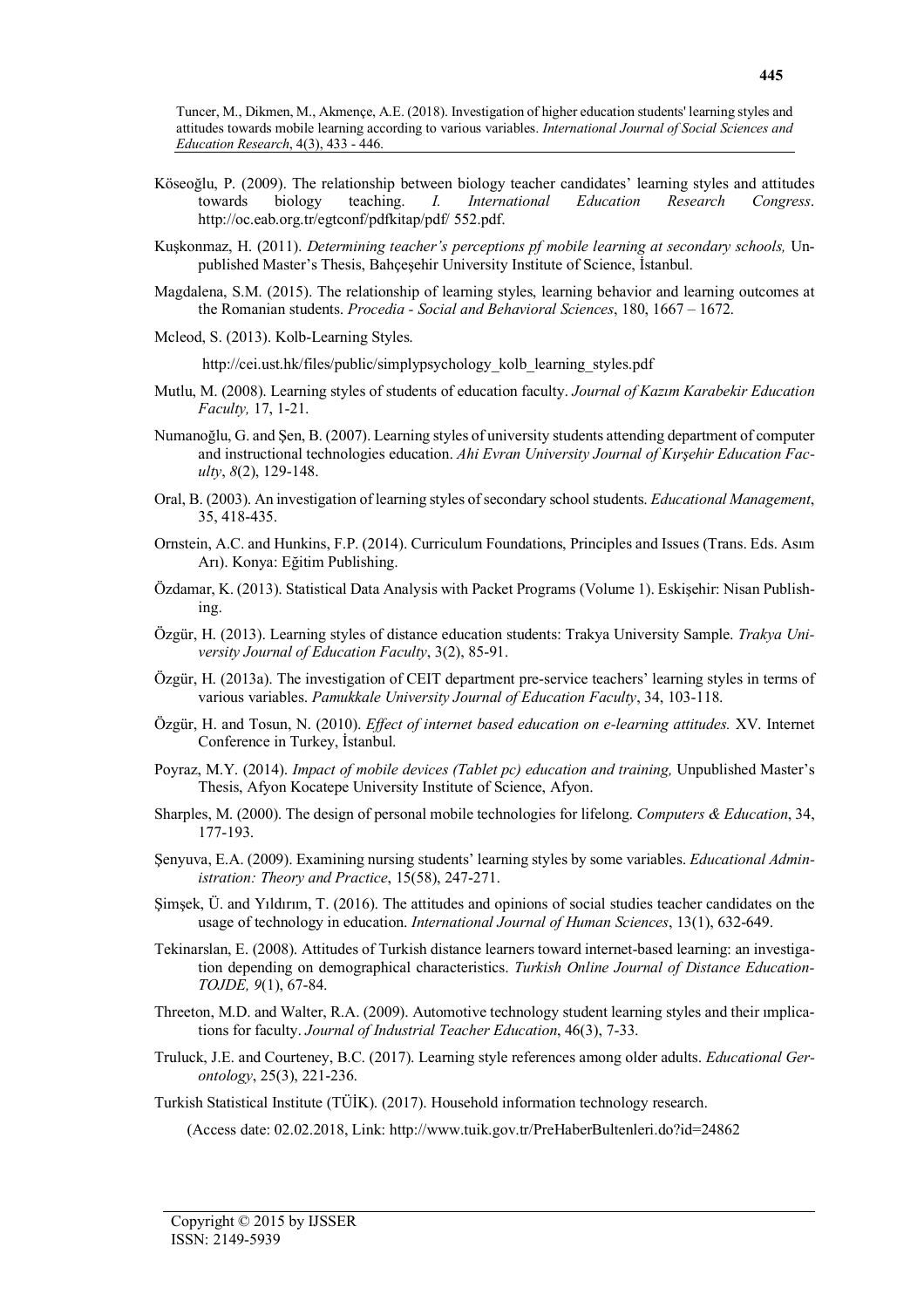Köseoğlu, P. (2009). The relationship between biology teacher candidates' learning styles and attitudes towards biology teaching. *I. International Education Research Congress*. http://oc.eab.org.tr/egtconf/pdfkitap/pdf/ 552.pdf.

Kuşkonmaz, H. (2011). *Determining teacher's perceptions pf mobile learning at secondary schools,* Unpublished Master's Thesis, Bahçeşehir University Institute of Science, İstanbul.

Magdalena, S.M. (2015). The relationship of learning styles, learning behavior and learning outcomes at the Romanian students. *Procedia - Social and Behavioral Sciences*, 180, 1667 – 1672.

Mcleod, S. (2013). Kolb-Learning Styles.

http://cei.ust.hk/files/public/simplypsychology_kolb_learning_styles.pdf

Mutlu, M. (2008). Learning styles of students of education faculty. *Journal of Kazım Karabekir Education Faculty,* 17, 1-21.

Numanoğlu, G. and Şen, B. (2007). Learning styles of university students attending department of computer and instructional technologies education. *Ahi Evran University Journal of Kırşehir Education Faculty*, *8*(2), 129-148.

Oral, B. (2003). An investigation of learning styles of secondary school students. *Educational Management*, 35, 418-435.

Ornstein, A.C. and Hunkins, F.P. (2014). Curriculum Foundations, Principles and Issues (Trans. Eds. Asım Arı). Konya: Eğitim Publishing.

Özdamar, K. (2013). Statistical Data Analysis with Packet Programs (Volume 1). Eskişehir: Nisan Publishing.

Özgür, H. (2013). Learning styles of distance education students: Trakya University Sample. *Trakya University Journal of Education Faculty*, 3(2), 85-91.

Özgür, H. (2013a). The investigation of CEIT department pre-service teachers' learning styles in terms of various variables. *Pamukkale University Journal of Education Faculty*, 34, 103-118.

Özgür, H. and Tosun, N. (2010). *Effect of internet based education on e-learning attitudes.* XV. Internet Conference in Turkey, İstanbul.

Poyraz, M.Y. (2014). *Impact of mobile devices (Tablet pc) education and training,* Unpublished Master's Thesis, Afyon Kocatepe University Institute of Science, Afyon.

Sharples, M. (2000). The design of personal mobile technologies for lifelong. *Computers & Education*, 34, 177-193.

Şenyuva, E.A. (2009). Examining nursing students' learning styles by some variables. *Educational Administration: Theory and Practice*, 15(58), 247-271.

Şimşek, Ü. and Yıldırım, T. (2016). The attitudes and opinions of social studies teacher candidates on the usage of technology in education. *International Journal of Human Sciences*, 13(1), 632-649.

Tekinarslan, E. (2008). Attitudes of Turkish distance learners toward internet-based learning: an investigation depending on demographical characteristics. *Turkish Online Journal of Distance Education-TOJDE, 9*(1), 67-84.

Threeton, M.D. and Walter, R.A. (2009). Automotive technology student learning styles and their ımplications for faculty. *Journal of Industrial Teacher Education*, 46(3), 7-33.

Truluck, J.E. and Courteney, B.C. (2017). Learning style references among older adults. *Educational Gerontology*, 25(3), 221-236.

Turkish Statistical Institute (TÜİK). (2017). Household information technology research.

(Access date: 02.02.2018, Link: http://www.tuik.gov.tr/PreHaberBultenleri.do?id=24862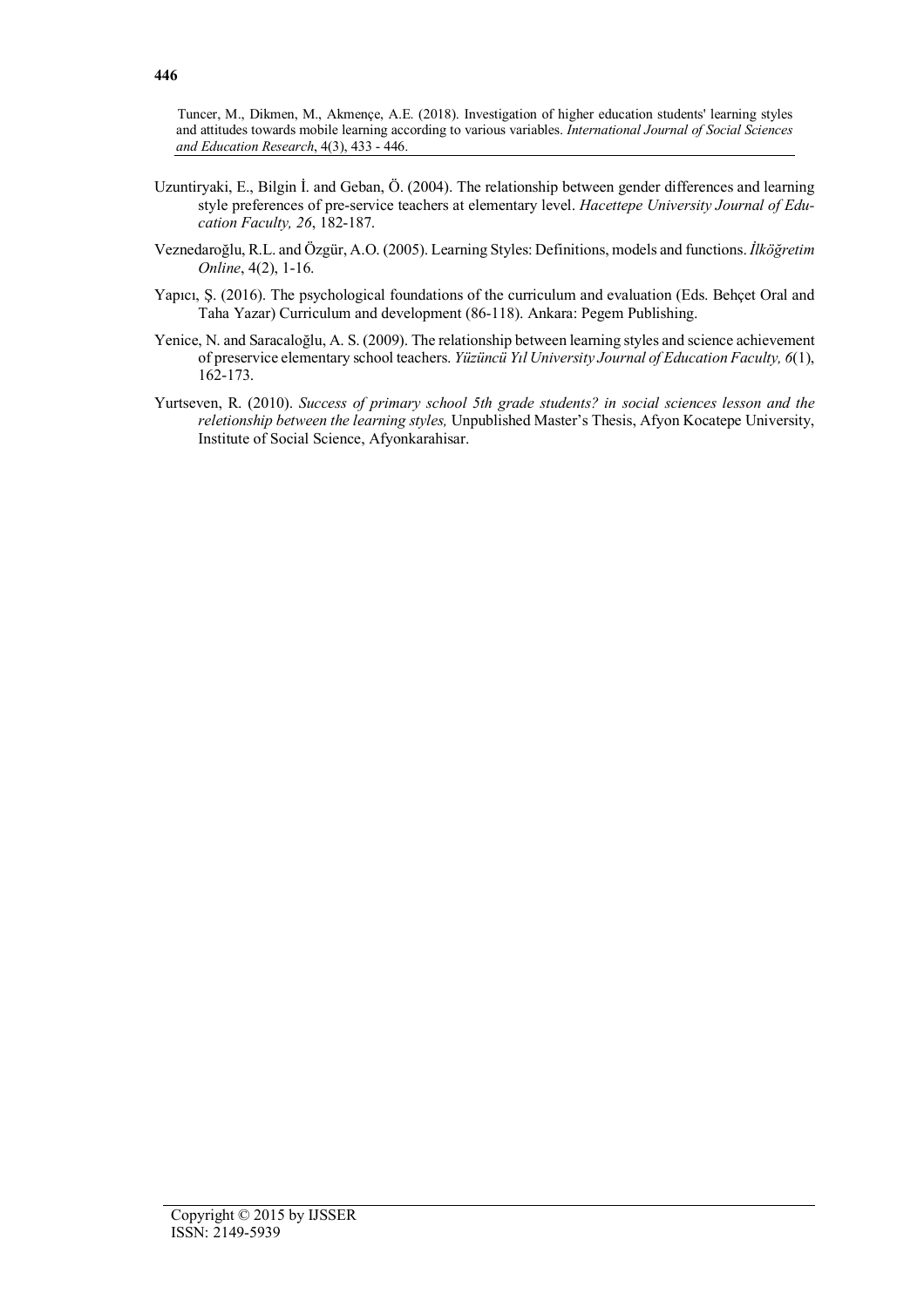Uzuntiryaki, E., Bilgin İ. and Geban, Ö. (2004). The relationship between gender differences and learning style preferences of pre-service teachers at elementary level. *Hacettepe University Journal of Education Faculty, 26*, 182-187.

Veznedaroğlu, R.L. and Özgür, A.O. (2005). Learning Styles: Definitions, models and functions. *İlköğretim Online*, 4(2), 1-16.

Yapıcı, Ş. (2016). The psychological foundations of the curriculum and evaluation (Eds. Behçet Oral and Taha Yazar) Curriculum and development (86-118). Ankara: Pegem Publishing.

Yenice, N. and Saracaloğlu, A. S. (2009). The relationship between learning styles and science achievement of preservice elementary school teachers. *Yüzüncü Yıl University Journal of Education Faculty, 6*(1), 162-173.

Yurtseven, R. (2010). *Success of primary school 5th grade students? in social sciences lesson and the reletionship between the learning styles,* Unpublished Master's Thesis, Afyon Kocatepe University, Institute of Social Science, Afyonkarahisar.